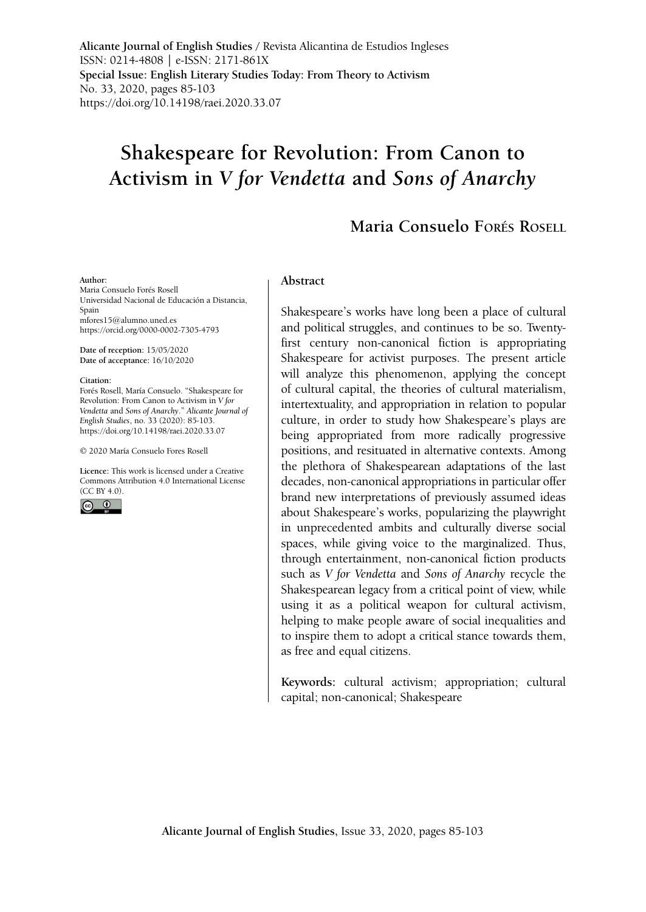**Alicante Journal of English Studies** / Revista Alicantina de Estudios Ingleses
ISSN: 0214-4808 | e-ISSN: 2171-861X
**Special Issue: English Literary Studies Today: From Theory to Activism**
No. 33, 2020, pages 85-103
https://doi.org/10.14198/raei.2020.33.07

# Shakespeare for Revolution: From Canon to Activism in *V for Vendetta* and *Sons of Anarchy*

## Maria Consuelo Forés Rosell

**Author:**
Maria Consuelo Forés Rosell
Universidad Nacional de Educación a Distancia, Spain
mfores15@alumno.uned.es
https://orcid.org/0000-0002-7305-4793

**Date of reception:** 15/05/2020
**Date of acceptance:** 16/10/2020

**Citation:**
Forés Rosell, María Consuelo. "Shakespeare for Revolution: From Canon to Activism in *V for Vendetta* and *Sons of Anarchy*." *Alicante Journal of English Studies*, no. 33 (2020): 85-103. https://doi.org/10.14198/raei.2020.33.07

© 2020 María Consuelo Fores Rosell

**Licence:** This work is licensed under a Creative Commons Attribution 4.0 International License (CC BY 4.0).

### Abstract

Shakespeare's works have long been a place of cultural and political struggles, and continues to be so. Twenty-first century non-canonical fiction is appropriating Shakespeare for activist purposes. The present article will analyze this phenomenon, applying the concept of cultural capital, the theories of cultural materialism, intertextuality, and appropriation in relation to popular culture, in order to study how Shakespeare's plays are being appropriated from more radically progressive positions, and resituated in alternative contexts. Among the plethora of Shakespearean adaptations of the last decades, non-canonical appropriations in particular offer brand new interpretations of previously assumed ideas about Shakespeare's works, popularizing the playwright in unprecedented ambits and culturally diverse social spaces, while giving voice to the marginalized. Thus, through entertainment, non-canonical fiction products such as *V for Vendetta* and *Sons of Anarchy* recycle the Shakespearean legacy from a critical point of view, while using it as a political weapon for cultural activism, helping to make people aware of social inequalities and to inspire them to adopt a critical stance towards them, as free and equal citizens.

**Keywords:** cultural activism; appropriation; cultural capital; non-canonical; Shakespeare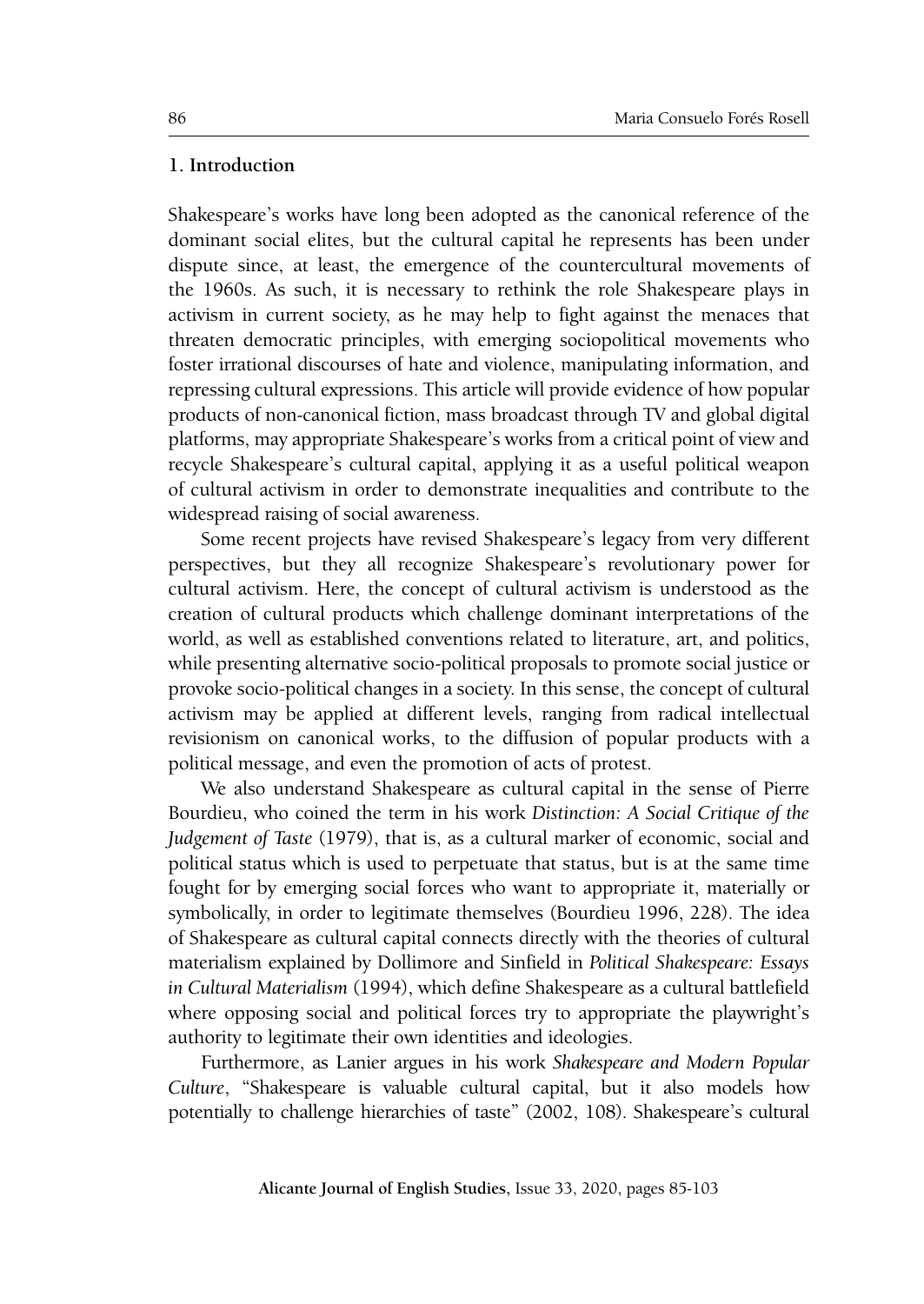## 1. Introduction

Shakespeare's works have long been adopted as the canonical reference of the dominant social elites, but the cultural capital he represents has been under dispute since, at least, the emergence of the countercultural movements of the 1960s. As such, it is necessary to rethink the role Shakespeare plays in activism in current society, as he may help to fight against the menaces that threaten democratic principles, with emerging sociopolitical movements who foster irrational discourses of hate and violence, manipulating information, and repressing cultural expressions. This article will provide evidence of how popular products of non-canonical fiction, mass broadcast through TV and global digital platforms, may appropriate Shakespeare's works from a critical point of view and recycle Shakespeare's cultural capital, applying it as a useful political weapon of cultural activism in order to demonstrate inequalities and contribute to the widespread raising of social awareness.

Some recent projects have revised Shakespeare's legacy from very different perspectives, but they all recognize Shakespeare's revolutionary power for cultural activism. Here, the concept of cultural activism is understood as the creation of cultural products which challenge dominant interpretations of the world, as well as established conventions related to literature, art, and politics, while presenting alternative socio-political proposals to promote social justice or provoke socio-political changes in a society. In this sense, the concept of cultural activism may be applied at different levels, ranging from radical intellectual revisionism on canonical works, to the diffusion of popular products with a political message, and even the promotion of acts of protest.

We also understand Shakespeare as cultural capital in the sense of Pierre Bourdieu, who coined the term in his work *Distinction: A Social Critique of the Judgement of Taste* (1979), that is, as a cultural marker of economic, social and political status which is used to perpetuate that status, but is at the same time fought for by emerging social forces who want to appropriate it, materially or symbolically, in order to legitimate themselves (Bourdieu 1996, 228). The idea of Shakespeare as cultural capital connects directly with the theories of cultural materialism explained by Dollimore and Sinfield in *Political Shakespeare: Essays in Cultural Materialism* (1994), which define Shakespeare as a cultural battlefield where opposing social and political forces try to appropriate the playwright's authority to legitimate their own identities and ideologies.

Furthermore, as Lanier argues in his work *Shakespeare and Modern Popular Culture*, "Shakespeare is valuable cultural capital, but it also models how potentially to challenge hierarchies of taste" (2002, 108). Shakespeare's cultural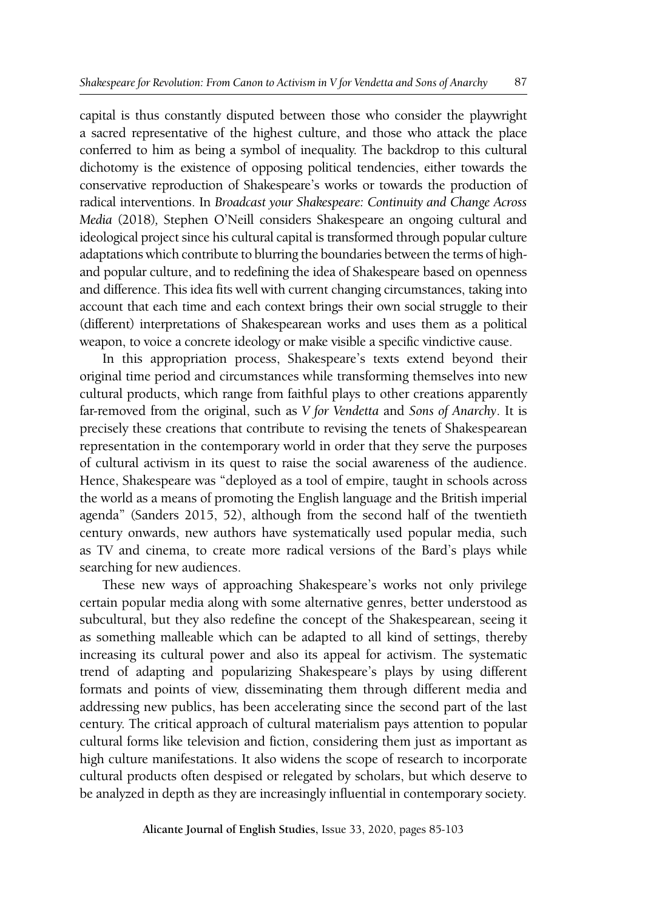capital is thus constantly disputed between those who consider the playwright a sacred representative of the highest culture, and those who attack the place conferred to him as being a symbol of inequality. The backdrop to this cultural dichotomy is the existence of opposing political tendencies, either towards the conservative reproduction of Shakespeare's works or towards the production of radical interventions. In *Broadcast your Shakespeare: Continuity and Change Across Media* (2018), Stephen O'Neill considers Shakespeare an ongoing cultural and ideological project since his cultural capital is transformed through popular culture adaptations which contribute to blurring the boundaries between the terms of high- and popular culture, and to redefining the idea of Shakespeare based on openness and difference. This idea fits well with current changing circumstances, taking into account that each time and each context brings their own social struggle to their (different) interpretations of Shakespearean works and uses them as a political weapon, to voice a concrete ideology or make visible a specific vindictive cause.

In this appropriation process, Shakespeare's texts extend beyond their original time period and circumstances while transforming themselves into new cultural products, which range from faithful plays to other creations apparently far-removed from the original, such as *V for Vendetta* and *Sons of Anarchy*. It is precisely these creations that contribute to revising the tenets of Shakespearean representation in the contemporary world in order that they serve the purposes of cultural activism in its quest to raise the social awareness of the audience. Hence, Shakespeare was "deployed as a tool of empire, taught in schools across the world as a means of promoting the English language and the British imperial agenda" (Sanders 2015, 52), although from the second half of the twentieth century onwards, new authors have systematically used popular media, such as TV and cinema, to create more radical versions of the Bard's plays while searching for new audiences.

These new ways of approaching Shakespeare's works not only privilege certain popular media along with some alternative genres, better understood as subcultural, but they also redefine the concept of the Shakespearean, seeing it as something malleable which can be adapted to all kind of settings, thereby increasing its cultural power and also its appeal for activism. The systematic trend of adapting and popularizing Shakespeare's plays by using different formats and points of view, disseminating them through different media and addressing new publics, has been accelerating since the second part of the last century. The critical approach of cultural materialism pays attention to popular cultural forms like television and fiction, considering them just as important as high culture manifestations. It also widens the scope of research to incorporate cultural products often despised or relegated by scholars, but which deserve to be analyzed in depth as they are increasingly influential in contemporary society.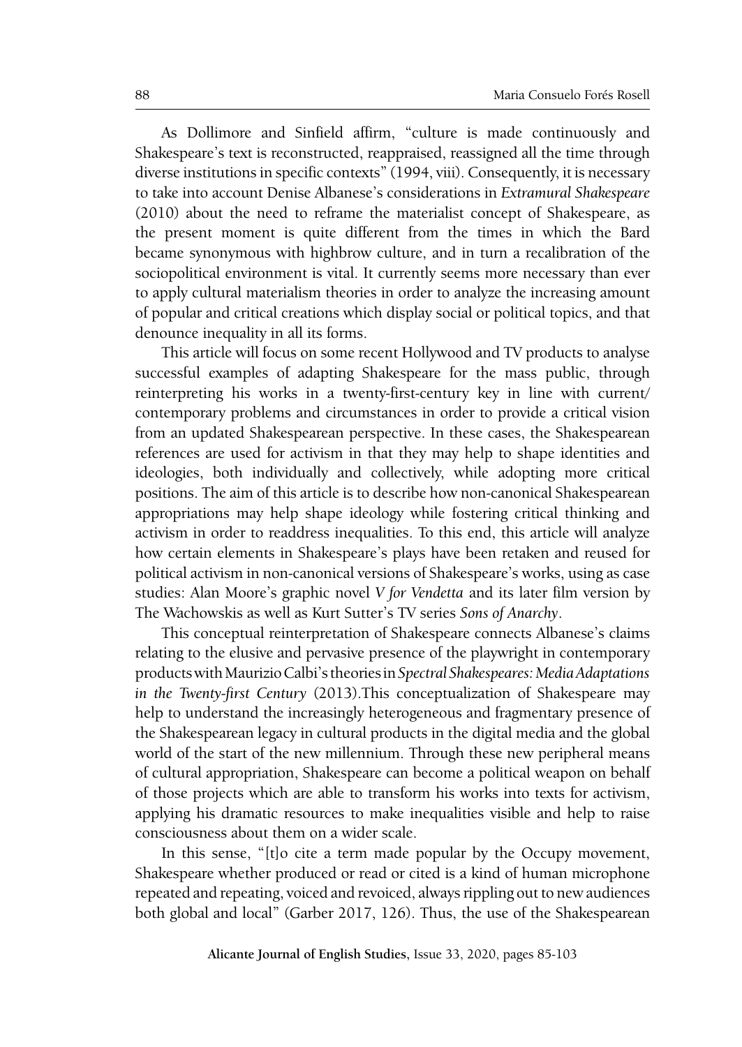As Dollimore and Sinfield affirm, "culture is made continuously and Shakespeare's text is reconstructed, reappraised, reassigned all the time through diverse institutions in specific contexts" (1994, viii). Consequently, it is necessary to take into account Denise Albanese's considerations in *Extramural Shakespeare* (2010) about the need to reframe the materialist concept of Shakespeare, as the present moment is quite different from the times in which the Bard became synonymous with highbrow culture, and in turn a recalibration of the sociopolitical environment is vital. It currently seems more necessary than ever to apply cultural materialism theories in order to analyze the increasing amount of popular and critical creations which display social or political topics, and that denounce inequality in all its forms.

This article will focus on some recent Hollywood and TV products to analyse successful examples of adapting Shakespeare for the mass public, through reinterpreting his works in a twenty-first-century key in line with current/contemporary problems and circumstances in order to provide a critical vision from an updated Shakespearean perspective. In these cases, the Shakespearean references are used for activism in that they may help to shape identities and ideologies, both individually and collectively, while adopting more critical positions. The aim of this article is to describe how non-canonical Shakespearean appropriations may help shape ideology while fostering critical thinking and activism in order to readdress inequalities. To this end, this article will analyze how certain elements in Shakespeare's plays have been retaken and reused for political activism in non-canonical versions of Shakespeare's works, using as case studies: Alan Moore's graphic novel *V for Vendetta* and its later film version by The Wachowskis as well as Kurt Sutter's TV series *Sons of Anarchy*.

This conceptual reinterpretation of Shakespeare connects Albanese's claims relating to the elusive and pervasive presence of the playwright in contemporary products with Maurizio Calbi's theories in *Spectral Shakespeares: Media Adaptations in the Twenty-first Century* (2013).This conceptualization of Shakespeare may help to understand the increasingly heterogeneous and fragmentary presence of the Shakespearean legacy in cultural products in the digital media and the global world of the start of the new millennium. Through these new peripheral means of cultural appropriation, Shakespeare can become a political weapon on behalf of those projects which are able to transform his works into texts for activism, applying his dramatic resources to make inequalities visible and help to raise consciousness about them on a wider scale.

In this sense, "[t]o cite a term made popular by the Occupy movement, Shakespeare whether produced or read or cited is a kind of human microphone repeated and repeating, voiced and revoiced, always rippling out to new audiences both global and local" (Garber 2017, 126). Thus, the use of the Shakespearean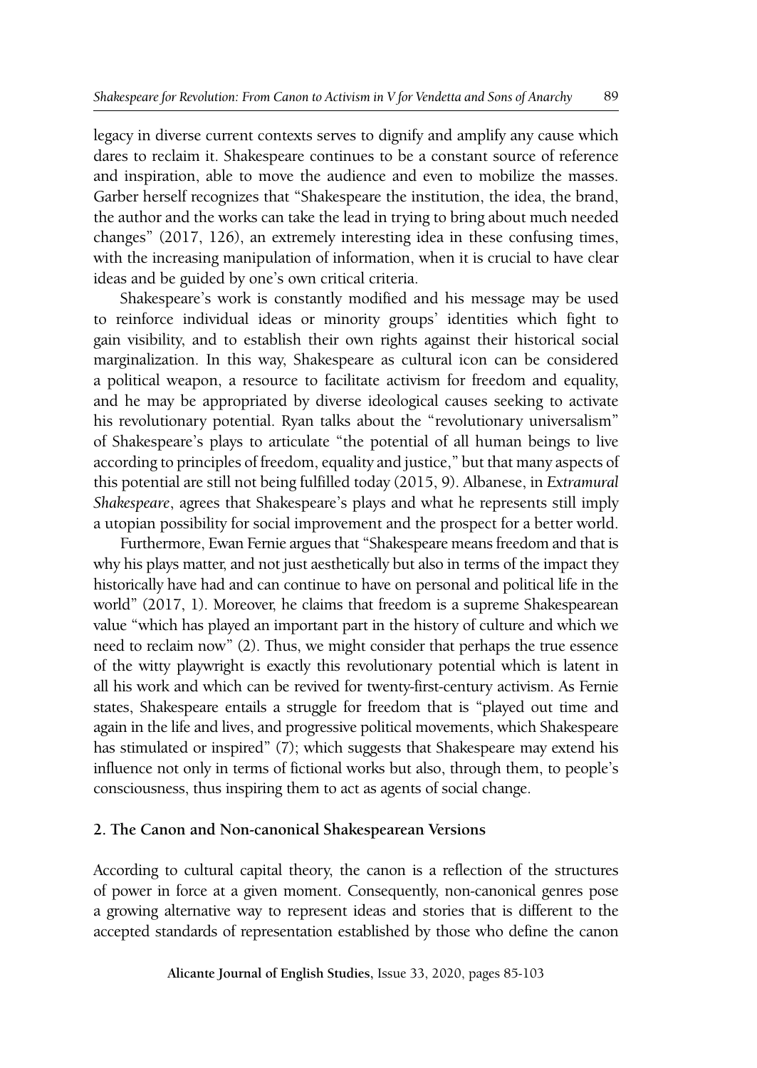legacy in diverse current contexts serves to dignify and amplify any cause which dares to reclaim it. Shakespeare continues to be a constant source of reference and inspiration, able to move the audience and even to mobilize the masses. Garber herself recognizes that "Shakespeare the institution, the idea, the brand, the author and the works can take the lead in trying to bring about much needed changes" (2017, 126), an extremely interesting idea in these confusing times, with the increasing manipulation of information, when it is crucial to have clear ideas and be guided by one's own critical criteria.

Shakespeare's work is constantly modified and his message may be used to reinforce individual ideas or minority groups' identities which fight to gain visibility, and to establish their own rights against their historical social marginalization. In this way, Shakespeare as cultural icon can be considered a political weapon, a resource to facilitate activism for freedom and equality, and he may be appropriated by diverse ideological causes seeking to activate his revolutionary potential. Ryan talks about the "revolutionary universalism" of Shakespeare's plays to articulate "the potential of all human beings to live according to principles of freedom, equality and justice," but that many aspects of this potential are still not being fulfilled today (2015, 9). Albanese, in *Extramural Shakespeare*, agrees that Shakespeare's plays and what he represents still imply a utopian possibility for social improvement and the prospect for a better world.

Furthermore, Ewan Fernie argues that "Shakespeare means freedom and that is why his plays matter, and not just aesthetically but also in terms of the impact they historically have had and can continue to have on personal and political life in the world" (2017, 1). Moreover, he claims that freedom is a supreme Shakespearean value "which has played an important part in the history of culture and which we need to reclaim now" (2). Thus, we might consider that perhaps the true essence of the witty playwright is exactly this revolutionary potential which is latent in all his work and which can be revived for twenty-first-century activism. As Fernie states, Shakespeare entails a struggle for freedom that is "played out time and again in the life and lives, and progressive political movements, which Shakespeare has stimulated or inspired" (7); which suggests that Shakespeare may extend his influence not only in terms of fictional works but also, through them, to people's consciousness, thus inspiring them to act as agents of social change.

## 2. The Canon and Non-canonical Shakespearean Versions

According to cultural capital theory, the canon is a reflection of the structures of power in force at a given moment. Consequently, non-canonical genres pose a growing alternative way to represent ideas and stories that is different to the accepted standards of representation established by those who define the canon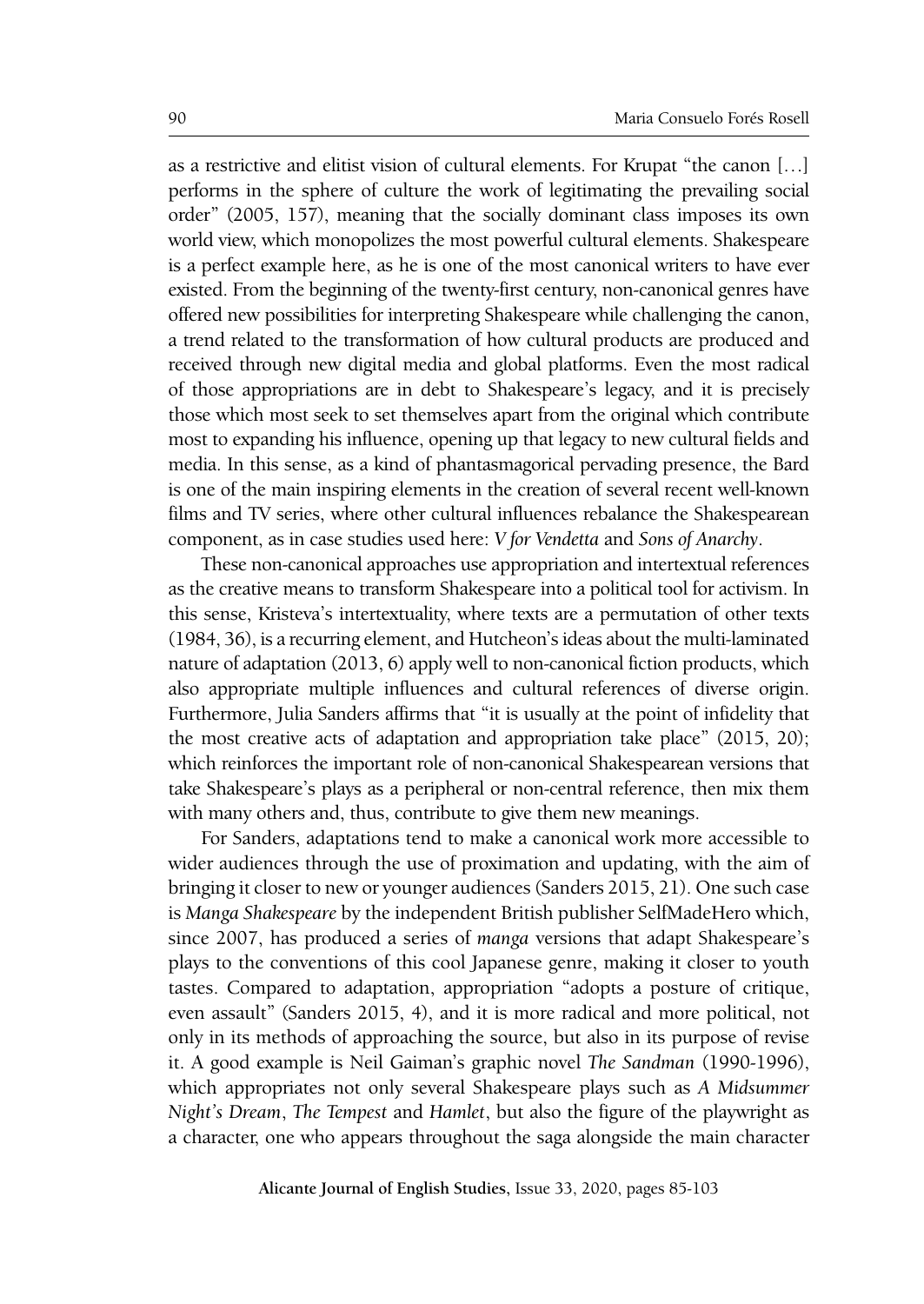as a restrictive and elitist vision of cultural elements. For Krupat "the canon […] performs in the sphere of culture the work of legitimating the prevailing social order" (2005, 157), meaning that the socially dominant class imposes its own world view, which monopolizes the most powerful cultural elements. Shakespeare is a perfect example here, as he is one of the most canonical writers to have ever existed. From the beginning of the twenty-first century, non-canonical genres have offered new possibilities for interpreting Shakespeare while challenging the canon, a trend related to the transformation of how cultural products are produced and received through new digital media and global platforms. Even the most radical of those appropriations are in debt to Shakespeare's legacy, and it is precisely those which most seek to set themselves apart from the original which contribute most to expanding his influence, opening up that legacy to new cultural fields and media. In this sense, as a kind of phantasmagorical pervading presence, the Bard is one of the main inspiring elements in the creation of several recent well-known films and TV series, where other cultural influences rebalance the Shakespearean component, as in case studies used here: *V for Vendetta* and *Sons of Anarchy*.

These non-canonical approaches use appropriation and intertextual references as the creative means to transform Shakespeare into a political tool for activism. In this sense, Kristeva's intertextuality, where texts are a permutation of other texts (1984, 36), is a recurring element, and Hutcheon's ideas about the multi-laminated nature of adaptation (2013, 6) apply well to non-canonical fiction products, which also appropriate multiple influences and cultural references of diverse origin. Furthermore, Julia Sanders affirms that "it is usually at the point of infidelity that the most creative acts of adaptation and appropriation take place" (2015, 20); which reinforces the important role of non-canonical Shakespearean versions that take Shakespeare's plays as a peripheral or non-central reference, then mix them with many others and, thus, contribute to give them new meanings.

For Sanders, adaptations tend to make a canonical work more accessible to wider audiences through the use of proximation and updating, with the aim of bringing it closer to new or younger audiences (Sanders 2015, 21). One such case is *Manga Shakespeare* by the independent British publisher SelfMadeHero which, since 2007, has produced a series of *manga* versions that adapt Shakespeare's plays to the conventions of this cool Japanese genre, making it closer to youth tastes. Compared to adaptation, appropriation "adopts a posture of critique, even assault" (Sanders 2015, 4), and it is more radical and more political, not only in its methods of approaching the source, but also in its purpose of revise it. A good example is Neil Gaiman's graphic novel *The Sandman* (1990-1996), which appropriates not only several Shakespeare plays such as *A Midsummer Night's Dream*, *The Tempest* and *Hamlet*, but also the figure of the playwright as a character, one who appears throughout the saga alongside the main character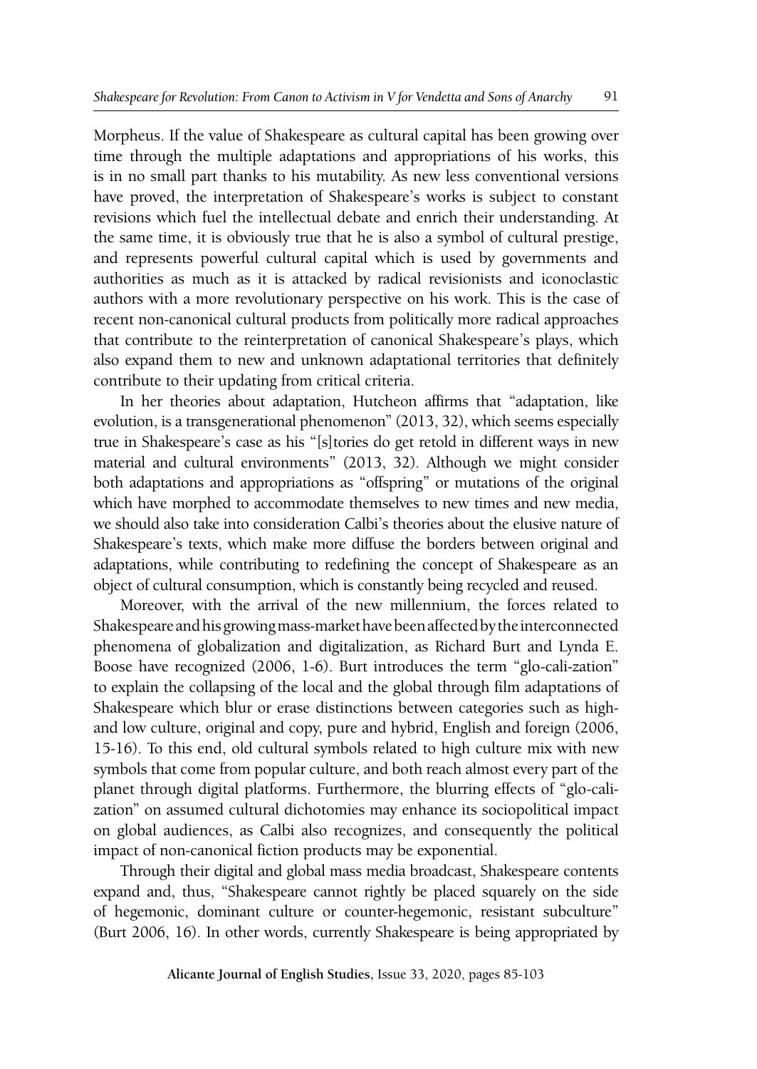Morpheus. If the value of Shakespeare as cultural capital has been growing over time through the multiple adaptations and appropriations of his works, this is in no small part thanks to his mutability. As new less conventional versions have proved, the interpretation of Shakespeare's works is subject to constant revisions which fuel the intellectual debate and enrich their understanding. At the same time, it is obviously true that he is also a symbol of cultural prestige, and represents powerful cultural capital which is used by governments and authorities as much as it is attacked by radical revisionists and iconoclastic authors with a more revolutionary perspective on his work. This is the case of recent non-canonical cultural products from politically more radical approaches that contribute to the reinterpretation of canonical Shakespeare's plays, which also expand them to new and unknown adaptational territories that definitely contribute to their updating from critical criteria.

In her theories about adaptation, Hutcheon affirms that "adaptation, like evolution, is a transgenerational phenomenon" (2013, 32), which seems especially true in Shakespeare's case as his "[s]tories do get retold in different ways in new material and cultural environments" (2013, 32). Although we might consider both adaptations and appropriations as "offspring" or mutations of the original which have morphed to accommodate themselves to new times and new media, we should also take into consideration Calbi's theories about the elusive nature of Shakespeare's texts, which make more diffuse the borders between original and adaptations, while contributing to redefining the concept of Shakespeare as an object of cultural consumption, which is constantly being recycled and reused.

Moreover, with the arrival of the new millennium, the forces related to Shakespeare and his growing mass-market have been affected by the interconnected phenomena of globalization and digitalization, as Richard Burt and Lynda E. Boose have recognized (2006, 1-6). Burt introduces the term "glo-cali-zation" to explain the collapsing of the local and the global through film adaptations of Shakespeare which blur or erase distinctions between categories such as high- and low culture, original and copy, pure and hybrid, English and foreign (2006, 15-16). To this end, old cultural symbols related to high culture mix with new symbols that come from popular culture, and both reach almost every part of the planet through digital platforms. Furthermore, the blurring effects of "glo-cali-zation" on assumed cultural dichotomies may enhance its sociopolitical impact on global audiences, as Calbi also recognizes, and consequently the political impact of non-canonical fiction products may be exponential.

Through their digital and global mass media broadcast, Shakespeare contents expand and, thus, "Shakespeare cannot rightly be placed squarely on the side of hegemonic, dominant culture or counter-hegemonic, resistant subculture" (Burt 2006, 16). In other words, currently Shakespeare is being appropriated by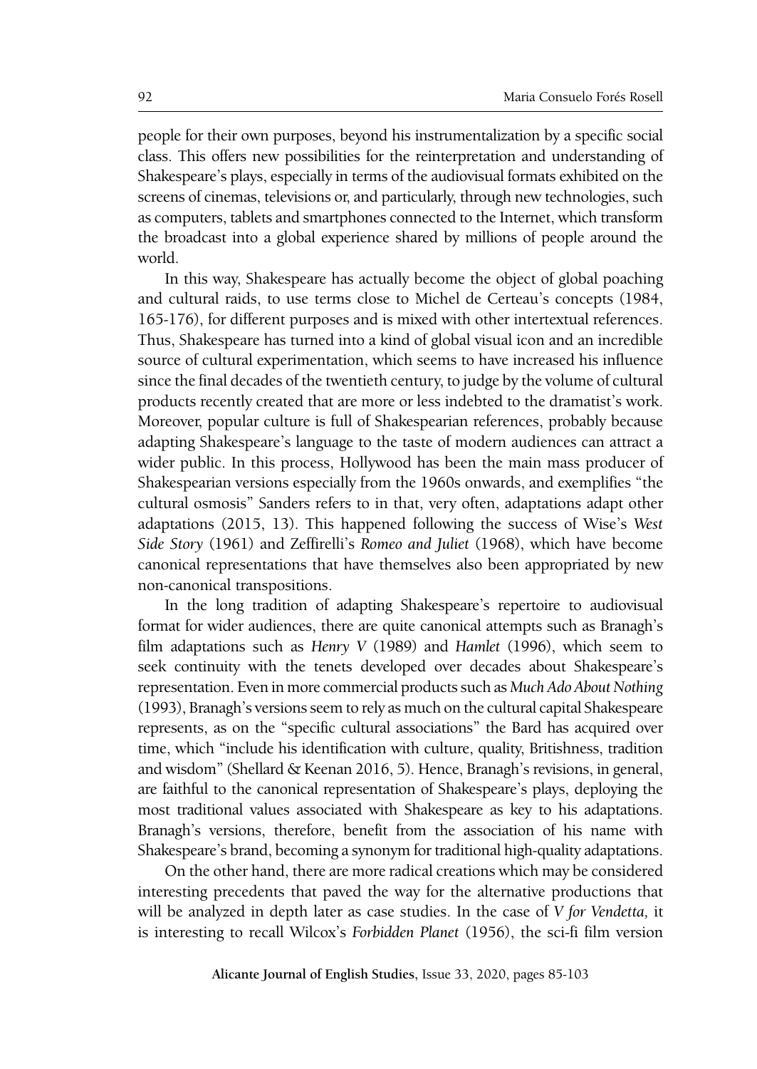people for their own purposes, beyond his instrumentalization by a specific social class. This offers new possibilities for the reinterpretation and understanding of Shakespeare's plays, especially in terms of the audiovisual formats exhibited on the screens of cinemas, televisions or, and particularly, through new technologies, such as computers, tablets and smartphones connected to the Internet, which transform the broadcast into a global experience shared by millions of people around the world.

In this way, Shakespeare has actually become the object of global poaching and cultural raids, to use terms close to Michel de Certeau's concepts (1984, 165-176), for different purposes and is mixed with other intertextual references. Thus, Shakespeare has turned into a kind of global visual icon and an incredible source of cultural experimentation, which seems to have increased his influence since the final decades of the twentieth century, to judge by the volume of cultural products recently created that are more or less indebted to the dramatist's work. Moreover, popular culture is full of Shakespearian references, probably because adapting Shakespeare's language to the taste of modern audiences can attract a wider public. In this process, Hollywood has been the main mass producer of Shakespearian versions especially from the 1960s onwards, and exemplifies "the cultural osmosis" Sanders refers to in that, very often, adaptations adapt other adaptations (2015, 13). This happened following the success of Wise's *West Side Story* (1961) and Zeffirelli's *Romeo and Juliet* (1968), which have become canonical representations that have themselves also been appropriated by new non-canonical transpositions.

In the long tradition of adapting Shakespeare's repertoire to audiovisual format for wider audiences, there are quite canonical attempts such as Branagh's film adaptations such as *Henry V* (1989) and *Hamlet* (1996), which seem to seek continuity with the tenets developed over decades about Shakespeare's representation. Even in more commercial products such as *Much Ado About Nothing* (1993), Branagh's versions seem to rely as much on the cultural capital Shakespeare represents, as on the "specific cultural associations" the Bard has acquired over time, which "include his identification with culture, quality, Britishness, tradition and wisdom" (Shellard & Keenan 2016, 5). Hence, Branagh's revisions, in general, are faithful to the canonical representation of Shakespeare's plays, deploying the most traditional values associated with Shakespeare as key to his adaptations. Branagh's versions, therefore, benefit from the association of his name with Shakespeare's brand, becoming a synonym for traditional high-quality adaptations.

On the other hand, there are more radical creations which may be considered interesting precedents that paved the way for the alternative productions that will be analyzed in depth later as case studies. In the case of *V for Vendetta,* it is interesting to recall Wilcox's *Forbidden Planet* (1956), the sci-fi film version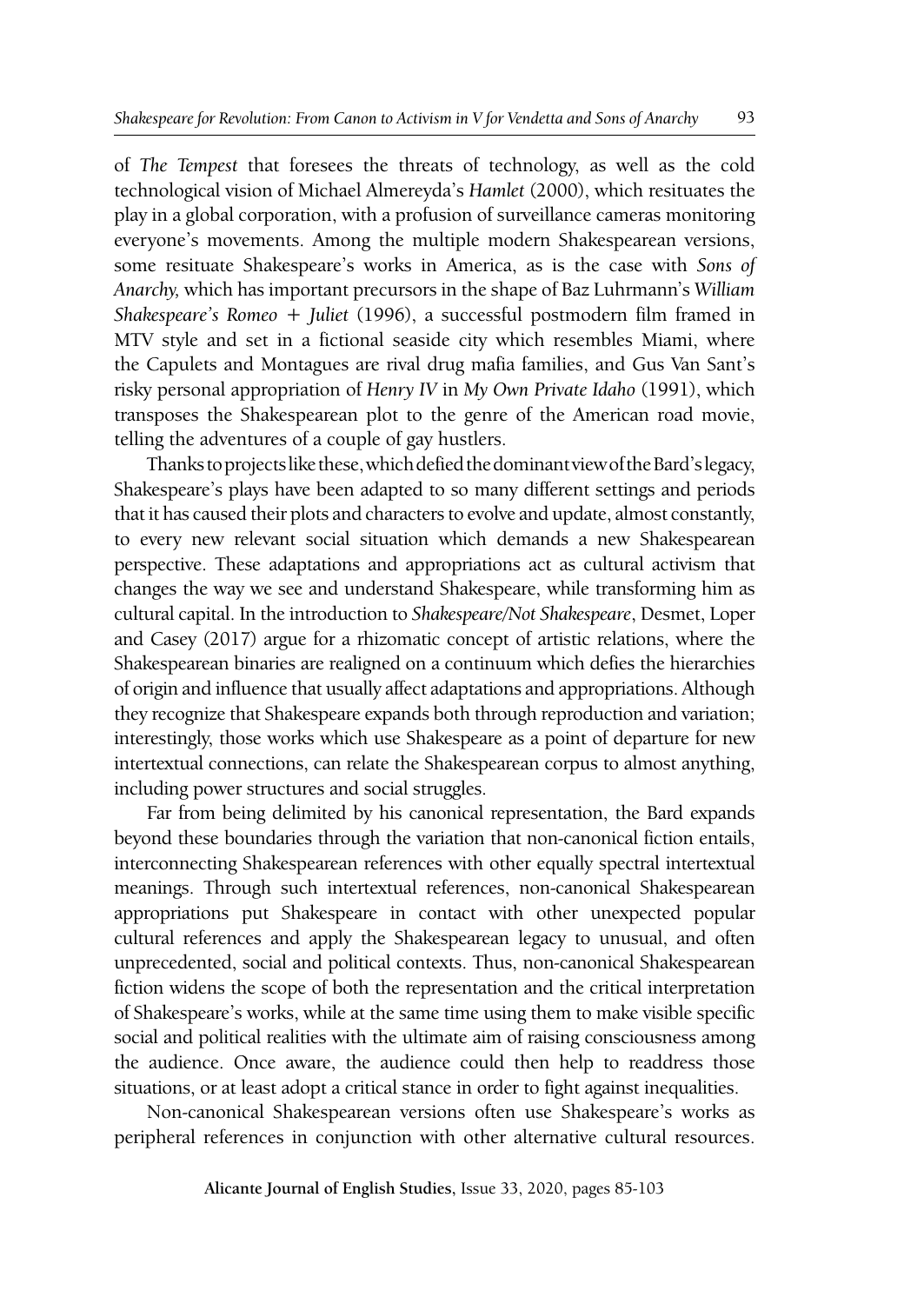of *The Tempest* that foresees the threats of technology, as well as the cold technological vision of Michael Almereyda's *Hamlet* (2000), which resituates the play in a global corporation, with a profusion of surveillance cameras monitoring everyone's movements. Among the multiple modern Shakespearean versions, some resituate Shakespeare's works in America, as is the case with *Sons of Anarchy,* which has important precursors in the shape of Baz Luhrmann's *William Shakespeare's Romeo + Juliet* (1996), a successful postmodern film framed in MTV style and set in a fictional seaside city which resembles Miami, where the Capulets and Montagues are rival drug mafia families, and Gus Van Sant's risky personal appropriation of *Henry IV* in *My Own Private Idaho* (1991), which transposes the Shakespearean plot to the genre of the American road movie, telling the adventures of a couple of gay hustlers.

Thanks to projects like these, which defied the dominant view of the Bard's legacy, Shakespeare's plays have been adapted to so many different settings and periods that it has caused their plots and characters to evolve and update, almost constantly, to every new relevant social situation which demands a new Shakespearean perspective. These adaptations and appropriations act as cultural activism that changes the way we see and understand Shakespeare, while transforming him as cultural capital. In the introduction to *Shakespeare/Not Shakespeare*, Desmet, Loper and Casey (2017) argue for a rhizomatic concept of artistic relations, where the Shakespearean binaries are realigned on a continuum which defies the hierarchies of origin and influence that usually affect adaptations and appropriations. Although they recognize that Shakespeare expands both through reproduction and variation; interestingly, those works which use Shakespeare as a point of departure for new intertextual connections, can relate the Shakespearean corpus to almost anything, including power structures and social struggles.

Far from being delimited by his canonical representation, the Bard expands beyond these boundaries through the variation that non-canonical fiction entails, interconnecting Shakespearean references with other equally spectral intertextual meanings. Through such intertextual references, non-canonical Shakespearean appropriations put Shakespeare in contact with other unexpected popular cultural references and apply the Shakespearean legacy to unusual, and often unprecedented, social and political contexts. Thus, non-canonical Shakespearean fiction widens the scope of both the representation and the critical interpretation of Shakespeare's works, while at the same time using them to make visible specific social and political realities with the ultimate aim of raising consciousness among the audience. Once aware, the audience could then help to readdress those situations, or at least adopt a critical stance in order to fight against inequalities.

Non-canonical Shakespearean versions often use Shakespeare's works as peripheral references in conjunction with other alternative cultural resources.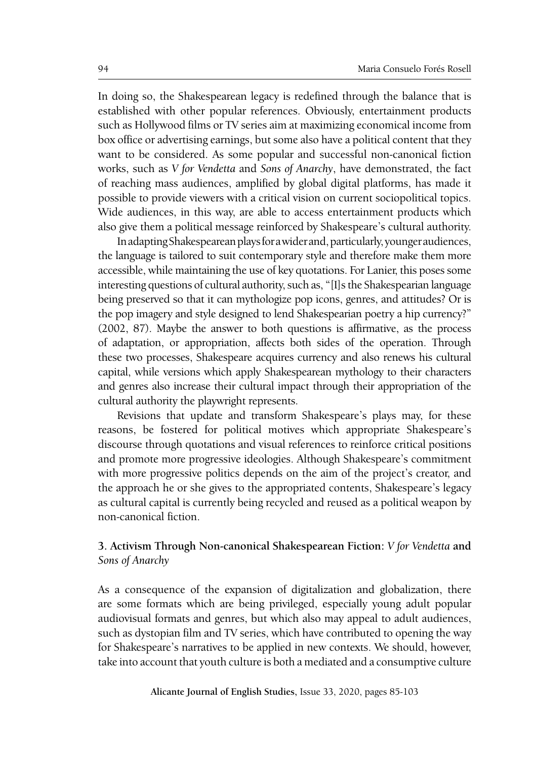In doing so, the Shakespearean legacy is redefined through the balance that is established with other popular references. Obviously, entertainment products such as Hollywood films or TV series aim at maximizing economical income from box office or advertising earnings, but some also have a political content that they want to be considered. As some popular and successful non-canonical fiction works, such as *V for Vendetta* and *Sons of Anarchy*, have demonstrated, the fact of reaching mass audiences, amplified by global digital platforms, has made it possible to provide viewers with a critical vision on current sociopolitical topics. Wide audiences, in this way, are able to access entertainment products which also give them a political message reinforced by Shakespeare's cultural authority.

In adapting Shakespearean plays for a wider and, particularly, younger audiences, the language is tailored to suit contemporary style and therefore make them more accessible, while maintaining the use of key quotations. For Lanier, this poses some interesting questions of cultural authority, such as, "[I]s the Shakespearian language being preserved so that it can mythologize pop icons, genres, and attitudes? Or is the pop imagery and style designed to lend Shakespearian poetry a hip currency?" (2002, 87). Maybe the answer to both questions is affirmative, as the process of adaptation, or appropriation, affects both sides of the operation. Through these two processes, Shakespeare acquires currency and also renews his cultural capital, while versions which apply Shakespearean mythology to their characters and genres also increase their cultural impact through their appropriation of the cultural authority the playwright represents.

Revisions that update and transform Shakespeare's plays may, for these reasons, be fostered for political motives which appropriate Shakespeare's discourse through quotations and visual references to reinforce critical positions and promote more progressive ideologies. Although Shakespeare's commitment with more progressive politics depends on the aim of the project's creator, and the approach he or she gives to the appropriated contents, Shakespeare's legacy as cultural capital is currently being recycled and reused as a political weapon by non-canonical fiction.

## 3. Activism Through Non-canonical Shakespearean Fiction: *V for Vendetta* and *Sons of Anarchy*

As a consequence of the expansion of digitalization and globalization, there are some formats which are being privileged, especially young adult popular audiovisual formats and genres, but which also may appeal to adult audiences, such as dystopian film and TV series, which have contributed to opening the way for Shakespeare's narratives to be applied in new contexts. We should, however, take into account that youth culture is both a mediated and a consumptive culture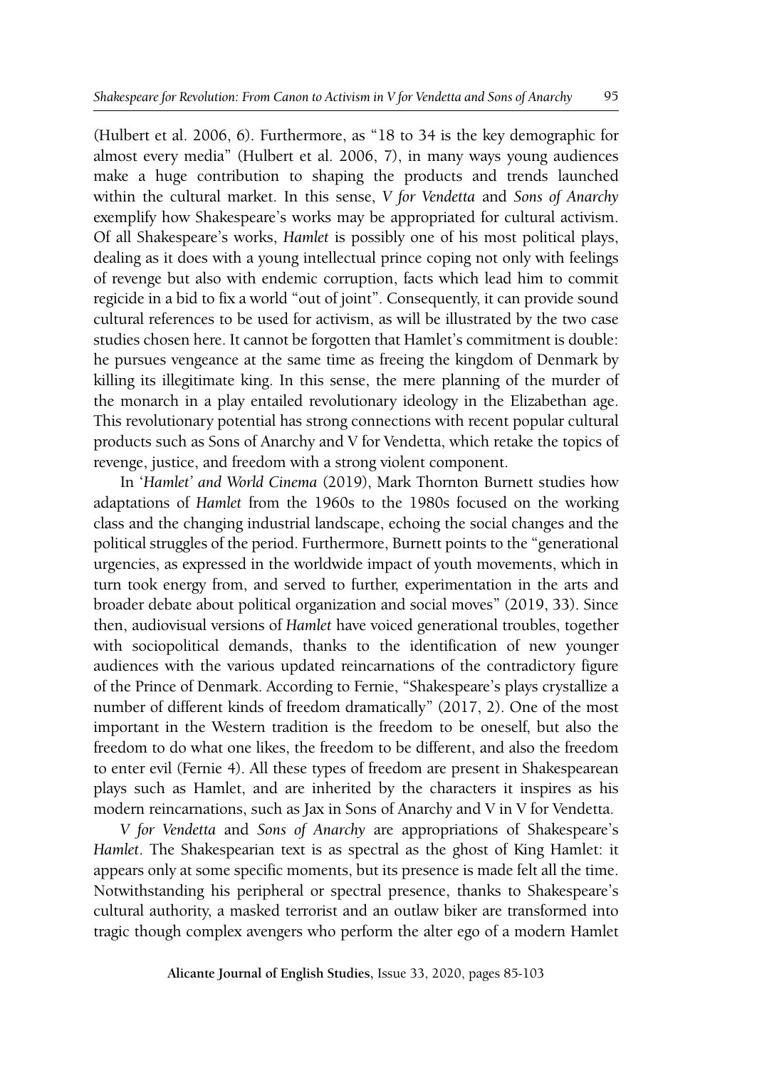(Hulbert et al. 2006, 6). Furthermore, as "18 to 34 is the key demographic for almost every media" (Hulbert et al. 2006, 7), in many ways young audiences make a huge contribution to shaping the products and trends launched within the cultural market. In this sense, *V for Vendetta* and *Sons of Anarchy* exemplify how Shakespeare's works may be appropriated for cultural activism. Of all Shakespeare's works, *Hamlet* is possibly one of his most political plays, dealing as it does with a young intellectual prince coping not only with feelings of revenge but also with endemic corruption, facts which lead him to commit regicide in a bid to fix a world "out of joint". Consequently, it can provide sound cultural references to be used for activism, as will be illustrated by the two case studies chosen here. It cannot be forgotten that Hamlet's commitment is double: he pursues vengeance at the same time as freeing the kingdom of Denmark by killing its illegitimate king. In this sense, the mere planning of the murder of the monarch in a play entailed revolutionary ideology in the Elizabethan age. This revolutionary potential has strong connections with recent popular cultural products such as Sons of Anarchy and V for Vendetta, which retake the topics of revenge, justice, and freedom with a strong violent component.

In '*Hamlet' and World Cinema* (2019), Mark Thornton Burnett studies how adaptations of *Hamlet* from the 1960s to the 1980s focused on the working class and the changing industrial landscape, echoing the social changes and the political struggles of the period. Furthermore, Burnett points to the "generational urgencies, as expressed in the worldwide impact of youth movements, which in turn took energy from, and served to further, experimentation in the arts and broader debate about political organization and social moves" (2019, 33). Since then, audiovisual versions of *Hamlet* have voiced generational troubles, together with sociopolitical demands, thanks to the identification of new younger audiences with the various updated reincarnations of the contradictory figure of the Prince of Denmark. According to Fernie, "Shakespeare's plays crystallize a number of different kinds of freedom dramatically" (2017, 2). One of the most important in the Western tradition is the freedom to be oneself, but also the freedom to do what one likes, the freedom to be different, and also the freedom to enter evil (Fernie 4). All these types of freedom are present in Shakespearean plays such as Hamlet, and are inherited by the characters it inspires as his modern reincarnations, such as Jax in Sons of Anarchy and V in V for Vendetta.

*V for Vendetta* and *Sons of Anarchy* are appropriations of Shakespeare's *Hamlet*. The Shakespearian text is as spectral as the ghost of King Hamlet: it appears only at some specific moments, but its presence is made felt all the time. Notwithstanding his peripheral or spectral presence, thanks to Shakespeare's cultural authority, a masked terrorist and an outlaw biker are transformed into tragic though complex avengers who perform the alter ego of a modern Hamlet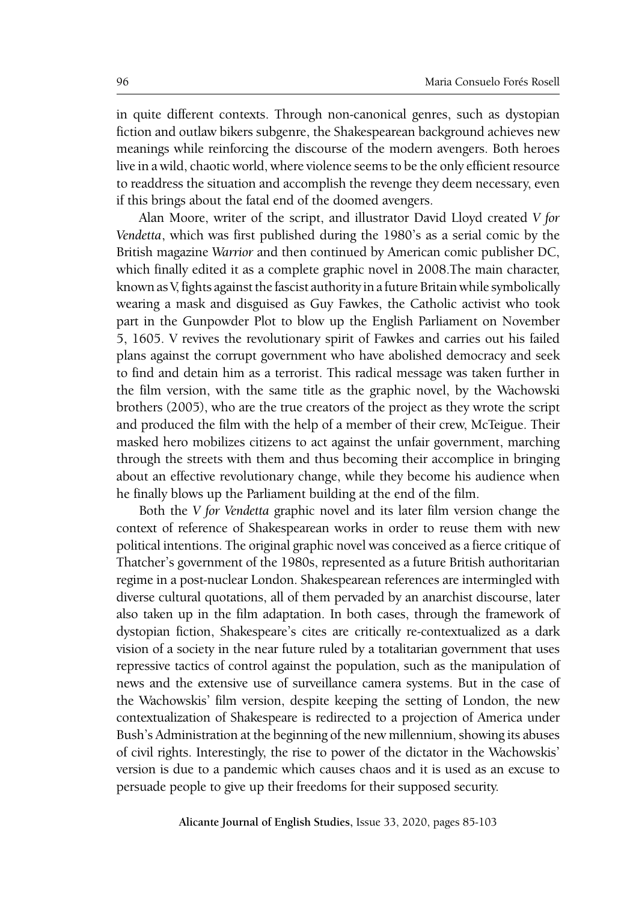in quite different contexts. Through non-canonical genres, such as dystopian fiction and outlaw bikers subgenre, the Shakespearean background achieves new meanings while reinforcing the discourse of the modern avengers. Both heroes live in a wild, chaotic world, where violence seems to be the only efficient resource to readdress the situation and accomplish the revenge they deem necessary, even if this brings about the fatal end of the doomed avengers.

Alan Moore, writer of the script, and illustrator David Lloyd created *V for Vendetta*, which was first published during the 1980's as a serial comic by the British magazine *Warrior* and then continued by American comic publisher DC, which finally edited it as a complete graphic novel in 2008.The main character, known as V, fights against the fascist authority in a future Britain while symbolically wearing a mask and disguised as Guy Fawkes, the Catholic activist who took part in the Gunpowder Plot to blow up the English Parliament on November 5, 1605. V revives the revolutionary spirit of Fawkes and carries out his failed plans against the corrupt government who have abolished democracy and seek to find and detain him as a terrorist. This radical message was taken further in the film version, with the same title as the graphic novel, by the Wachowski brothers (2005), who are the true creators of the project as they wrote the script and produced the film with the help of a member of their crew, McTeigue. Their masked hero mobilizes citizens to act against the unfair government, marching through the streets with them and thus becoming their accomplice in bringing about an effective revolutionary change, while they become his audience when he finally blows up the Parliament building at the end of the film.

Both the *V for Vendetta* graphic novel and its later film version change the context of reference of Shakespearean works in order to reuse them with new political intentions. The original graphic novel was conceived as a fierce critique of Thatcher's government of the 1980s, represented as a future British authoritarian regime in a post-nuclear London. Shakespearean references are intermingled with diverse cultural quotations, all of them pervaded by an anarchist discourse, later also taken up in the film adaptation. In both cases, through the framework of dystopian fiction, Shakespeare's cites are critically re-contextualized as a dark vision of a society in the near future ruled by a totalitarian government that uses repressive tactics of control against the population, such as the manipulation of news and the extensive use of surveillance camera systems. But in the case of the Wachowskis' film version, despite keeping the setting of London, the new contextualization of Shakespeare is redirected to a projection of America under Bush's Administration at the beginning of the new millennium, showing its abuses of civil rights. Interestingly, the rise to power of the dictator in the Wachowskis' version is due to a pandemic which causes chaos and it is used as an excuse to persuade people to give up their freedoms for their supposed security.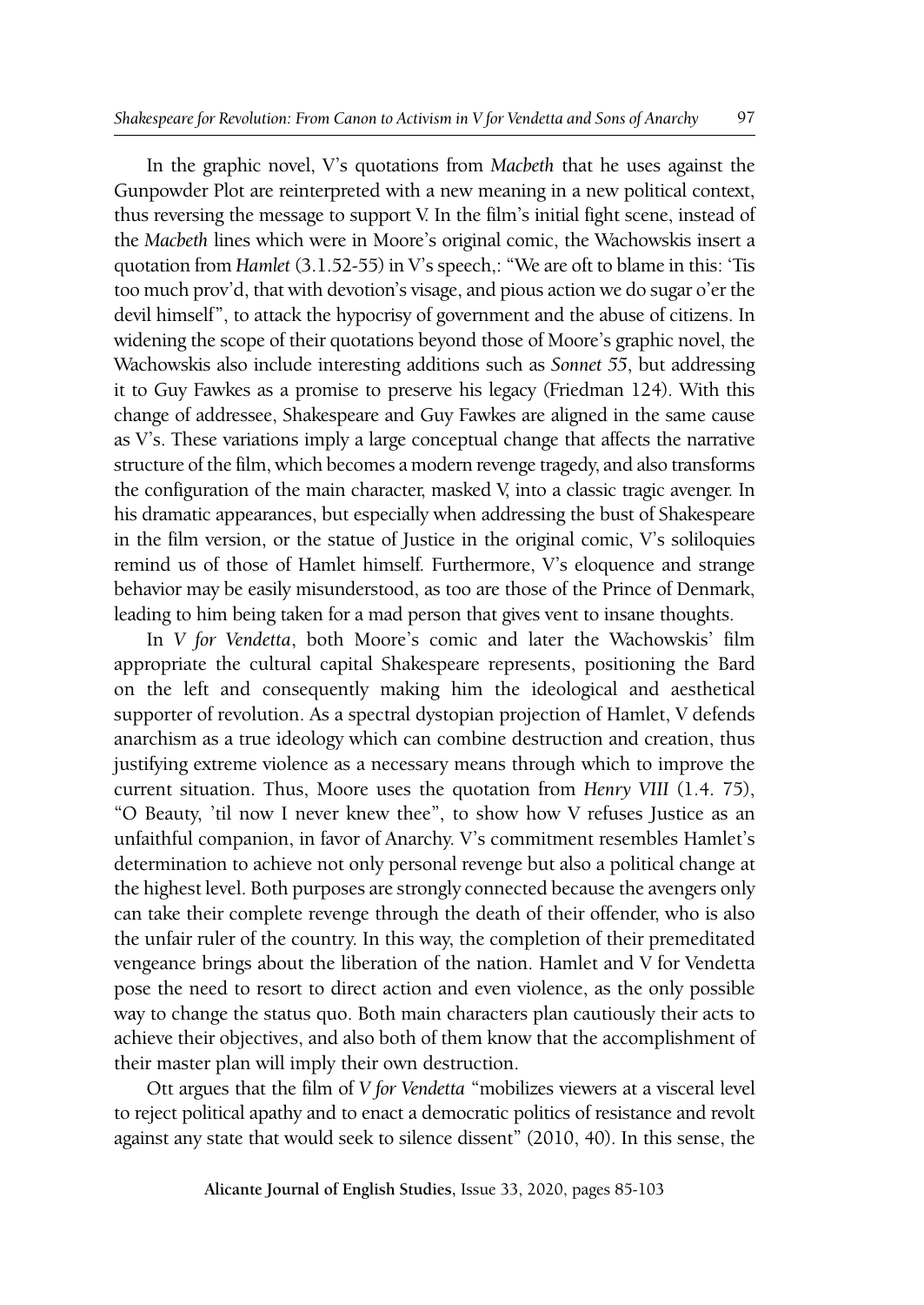In the graphic novel, V's quotations from *Macbeth* that he uses against the Gunpowder Plot are reinterpreted with a new meaning in a new political context, thus reversing the message to support V. In the film's initial fight scene, instead of the *Macbeth* lines which were in Moore's original comic, the Wachowskis insert a quotation from *Hamlet* (3.1.52-55) in V's speech,: "We are oft to blame in this: 'Tis too much prov'd, that with devotion's visage, and pious action we do sugar o'er the devil himself", to attack the hypocrisy of government and the abuse of citizens. In widening the scope of their quotations beyond those of Moore's graphic novel, the Wachowskis also include interesting additions such as *Sonnet 55*, but addressing it to Guy Fawkes as a promise to preserve his legacy (Friedman 124). With this change of addressee, Shakespeare and Guy Fawkes are aligned in the same cause as V's. These variations imply a large conceptual change that affects the narrative structure of the film, which becomes a modern revenge tragedy, and also transforms the configuration of the main character, masked V, into a classic tragic avenger. In his dramatic appearances, but especially when addressing the bust of Shakespeare in the film version, or the statue of Justice in the original comic, V's soliloquies remind us of those of Hamlet himself. Furthermore, V's eloquence and strange behavior may be easily misunderstood, as too are those of the Prince of Denmark, leading to him being taken for a mad person that gives vent to insane thoughts.

In *V for Vendetta*, both Moore's comic and later the Wachowskis' film appropriate the cultural capital Shakespeare represents, positioning the Bard on the left and consequently making him the ideological and aesthetical supporter of revolution. As a spectral dystopian projection of Hamlet, V defends anarchism as a true ideology which can combine destruction and creation, thus justifying extreme violence as a necessary means through which to improve the current situation. Thus, Moore uses the quotation from *Henry VIII* (1.4. 75), "O Beauty, 'til now I never knew thee", to show how V refuses Justice as an unfaithful companion, in favor of Anarchy. V's commitment resembles Hamlet's determination to achieve not only personal revenge but also a political change at the highest level. Both purposes are strongly connected because the avengers only can take their complete revenge through the death of their offender, who is also the unfair ruler of the country. In this way, the completion of their premeditated vengeance brings about the liberation of the nation. Hamlet and V for Vendetta pose the need to resort to direct action and even violence, as the only possible way to change the status quo. Both main characters plan cautiously their acts to achieve their objectives, and also both of them know that the accomplishment of their master plan will imply their own destruction.

Ott argues that the film of *V for Vendetta* "mobilizes viewers at a visceral level to reject political apathy and to enact a democratic politics of resistance and revolt against any state that would seek to silence dissent" (2010, 40). In this sense, the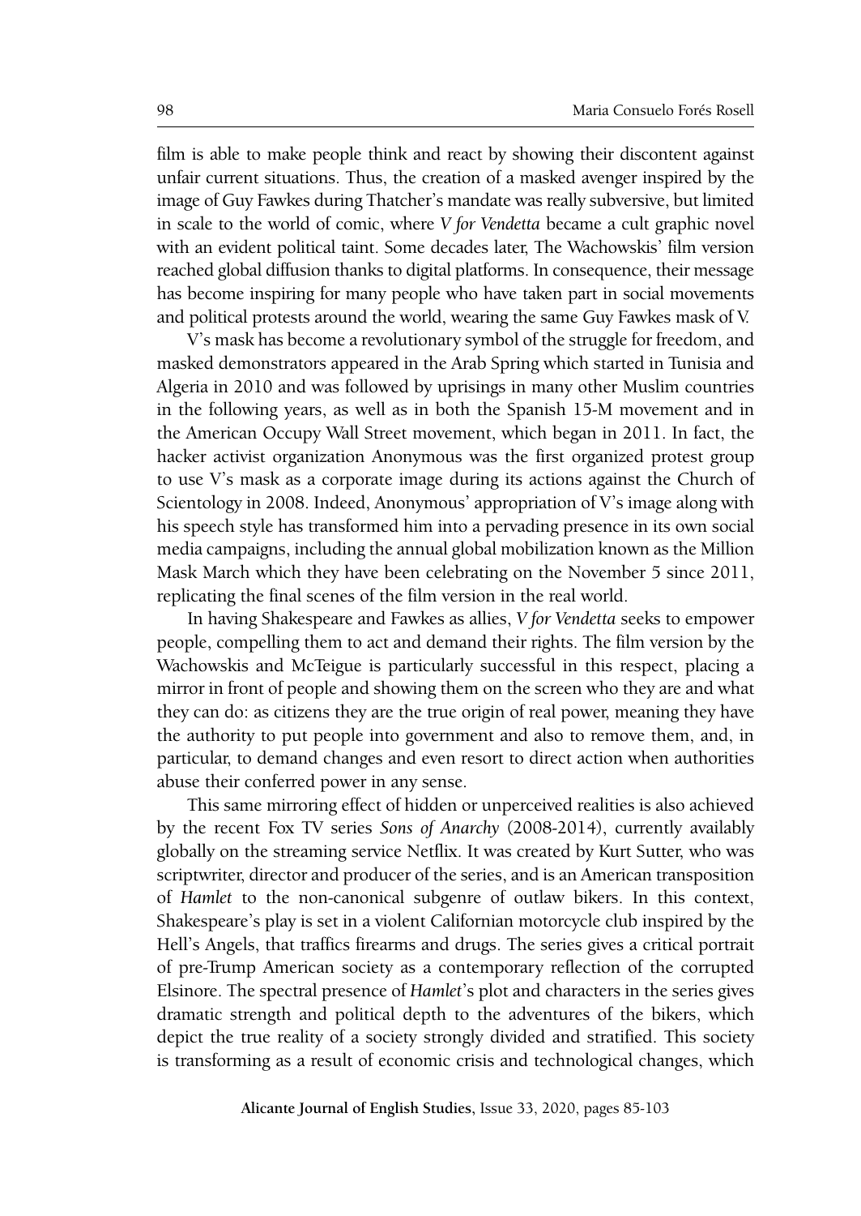film is able to make people think and react by showing their discontent against unfair current situations. Thus, the creation of a masked avenger inspired by the image of Guy Fawkes during Thatcher's mandate was really subversive, but limited in scale to the world of comic, where *V for Vendetta* became a cult graphic novel with an evident political taint. Some decades later, The Wachowskis' film version reached global diffusion thanks to digital platforms. In consequence, their message has become inspiring for many people who have taken part in social movements and political protests around the world, wearing the same Guy Fawkes mask of V.

V's mask has become a revolutionary symbol of the struggle for freedom, and masked demonstrators appeared in the Arab Spring which started in Tunisia and Algeria in 2010 and was followed by uprisings in many other Muslim countries in the following years, as well as in both the Spanish 15-M movement and in the American Occupy Wall Street movement, which began in 2011. In fact, the hacker activist organization Anonymous was the first organized protest group to use V's mask as a corporate image during its actions against the Church of Scientology in 2008. Indeed, Anonymous' appropriation of V's image along with his speech style has transformed him into a pervading presence in its own social media campaigns, including the annual global mobilization known as the Million Mask March which they have been celebrating on the November 5 since 2011, replicating the final scenes of the film version in the real world.

In having Shakespeare and Fawkes as allies, *V for Vendetta* seeks to empower people, compelling them to act and demand their rights. The film version by the Wachowskis and McTeigue is particularly successful in this respect, placing a mirror in front of people and showing them on the screen who they are and what they can do: as citizens they are the true origin of real power, meaning they have the authority to put people into government and also to remove them, and, in particular, to demand changes and even resort to direct action when authorities abuse their conferred power in any sense.

This same mirroring effect of hidden or unperceived realities is also achieved by the recent Fox TV series *Sons of Anarchy* (2008-2014), currently availably globally on the streaming service Netflix. It was created by Kurt Sutter, who was scriptwriter, director and producer of the series, and is an American transposition of *Hamlet* to the non-canonical subgenre of outlaw bikers. In this context, Shakespeare's play is set in a violent Californian motorcycle club inspired by the Hell's Angels, that traffics firearms and drugs. The series gives a critical portrait of pre-Trump American society as a contemporary reflection of the corrupted Elsinore. The spectral presence of *Hamlet*'s plot and characters in the series gives dramatic strength and political depth to the adventures of the bikers, which depict the true reality of a society strongly divided and stratified. This society is transforming as a result of economic crisis and technological changes, which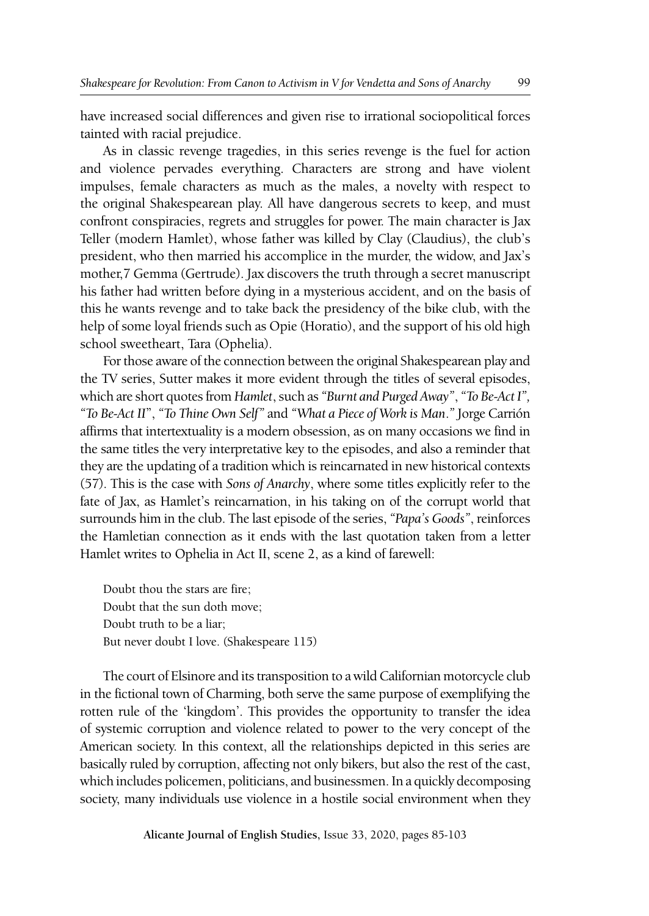have increased social differences and given rise to irrational sociopolitical forces tainted with racial prejudice.

As in classic revenge tragedies, in this series revenge is the fuel for action and violence pervades everything. Characters are strong and have violent impulses, female characters as much as the males, a novelty with respect to the original Shakespearean play. All have dangerous secrets to keep, and must confront conspiracies, regrets and struggles for power. The main character is Jax Teller (modern Hamlet), whose father was killed by Clay (Claudius), the club's president, who then married his accomplice in the murder, the widow, and Jax's mother,7 Gemma (Gertrude). Jax discovers the truth through a secret manuscript his father had written before dying in a mysterious accident, and on the basis of this he wants revenge and to take back the presidency of the bike club, with the help of some loyal friends such as Opie (Horatio), and the support of his old high school sweetheart, Tara (Ophelia).

For those aware of the connection between the original Shakespearean play and the TV series, Sutter makes it more evident through the titles of several episodes, which are short quotes from *Hamlet*, such as *"Burnt and Purged Away"*, *"To Be-Act I"*, *"To Be-Act II"*, *"To Thine Own Self"* and *"What a Piece of Work is Man*.*"* Jorge Carrión affirms that intertextuality is a modern obsession, as on many occasions we find in the same titles the very interpretative key to the episodes, and also a reminder that they are the updating of a tradition which is reincarnated in new historical contexts (57). This is the case with *Sons of Anarchy*, where some titles explicitly refer to the fate of Jax, as Hamlet's reincarnation, in his taking on of the corrupt world that surrounds him in the club. The last episode of the series, *"Papa's Goods"*, reinforces the Hamletian connection as it ends with the last quotation taken from a letter Hamlet writes to Ophelia in Act II, scene 2, as a kind of farewell:

> Doubt thou the stars are fire;
> Doubt that the sun doth move;
> Doubt truth to be a liar;
> But never doubt I love. (Shakespeare 115)

The court of Elsinore and its transposition to a wild Californian motorcycle club in the fictional town of Charming, both serve the same purpose of exemplifying the rotten rule of the 'kingdom'. This provides the opportunity to transfer the idea of systemic corruption and violence related to power to the very concept of the American society. In this context, all the relationships depicted in this series are basically ruled by corruption, affecting not only bikers, but also the rest of the cast, which includes policemen, politicians, and businessmen. In a quickly decomposing society, many individuals use violence in a hostile social environment when they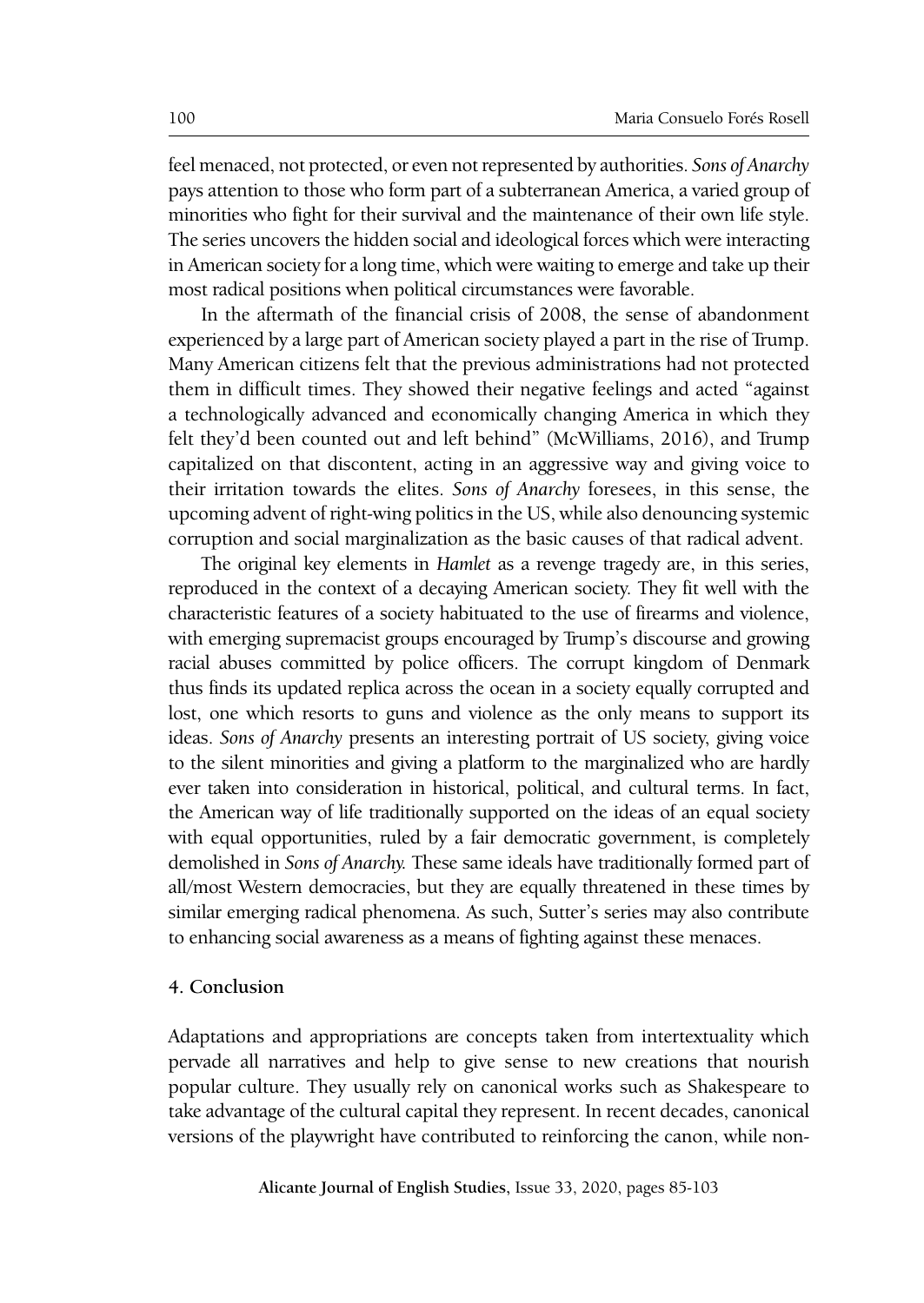feel menaced, not protected, or even not represented by authorities. *Sons of Anarchy* pays attention to those who form part of a subterranean America, a varied group of minorities who fight for their survival and the maintenance of their own life style. The series uncovers the hidden social and ideological forces which were interacting in American society for a long time, which were waiting to emerge and take up their most radical positions when political circumstances were favorable.

In the aftermath of the financial crisis of 2008, the sense of abandonment experienced by a large part of American society played a part in the rise of Trump. Many American citizens felt that the previous administrations had not protected them in difficult times. They showed their negative feelings and acted "against a technologically advanced and economically changing America in which they felt they'd been counted out and left behind" (McWilliams, 2016), and Trump capitalized on that discontent, acting in an aggressive way and giving voice to their irritation towards the elites. *Sons of Anarchy* foresees, in this sense, the upcoming advent of right-wing politics in the US, while also denouncing systemic corruption and social marginalization as the basic causes of that radical advent.

The original key elements in *Hamlet* as a revenge tragedy are, in this series, reproduced in the context of a decaying American society. They fit well with the characteristic features of a society habituated to the use of firearms and violence, with emerging supremacist groups encouraged by Trump's discourse and growing racial abuses committed by police officers. The corrupt kingdom of Denmark thus finds its updated replica across the ocean in a society equally corrupted and lost, one which resorts to guns and violence as the only means to support its ideas. *Sons of Anarchy* presents an interesting portrait of US society, giving voice to the silent minorities and giving a platform to the marginalized who are hardly ever taken into consideration in historical, political, and cultural terms. In fact, the American way of life traditionally supported on the ideas of an equal society with equal opportunities, ruled by a fair democratic government, is completely demolished in *Sons of Anarchy.* These same ideals have traditionally formed part of all/most Western democracies, but they are equally threatened in these times by similar emerging radical phenomena. As such, Sutter's series may also contribute to enhancing social awareness as a means of fighting against these menaces.

## 4. Conclusion

Adaptations and appropriations are concepts taken from intertextuality which pervade all narratives and help to give sense to new creations that nourish popular culture. They usually rely on canonical works such as Shakespeare to take advantage of the cultural capital they represent. In recent decades, canonical versions of the playwright have contributed to reinforcing the canon, while non-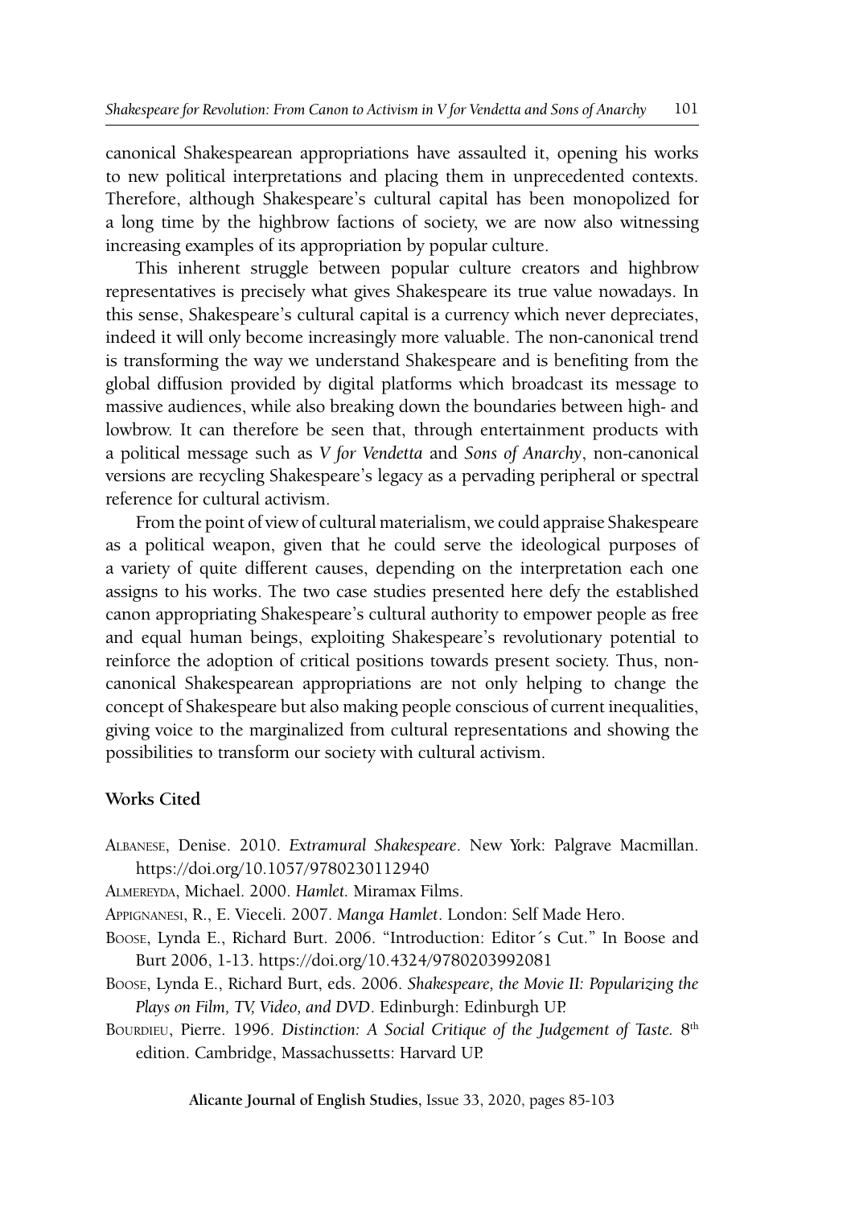canonical Shakespearean appropriations have assaulted it, opening his works to new political interpretations and placing them in unprecedented contexts. Therefore, although Shakespeare's cultural capital has been monopolized for a long time by the highbrow factions of society, we are now also witnessing increasing examples of its appropriation by popular culture.

This inherent struggle between popular culture creators and highbrow representatives is precisely what gives Shakespeare its true value nowadays. In this sense, Shakespeare's cultural capital is a currency which never depreciates, indeed it will only become increasingly more valuable. The non-canonical trend is transforming the way we understand Shakespeare and is benefiting from the global diffusion provided by digital platforms which broadcast its message to massive audiences, while also breaking down the boundaries between high- and lowbrow. It can therefore be seen that, through entertainment products with a political message such as *V for Vendetta* and *Sons of Anarchy*, non-canonical versions are recycling Shakespeare's legacy as a pervading peripheral or spectral reference for cultural activism.

From the point of view of cultural materialism, we could appraise Shakespeare as a political weapon, given that he could serve the ideological purposes of a variety of quite different causes, depending on the interpretation each one assigns to his works. The two case studies presented here defy the established canon appropriating Shakespeare's cultural authority to empower people as free and equal human beings, exploiting Shakespeare's revolutionary potential to reinforce the adoption of critical positions towards present society. Thus, non-canonical Shakespearean appropriations are not only helping to change the concept of Shakespeare but also making people conscious of current inequalities, giving voice to the marginalized from cultural representations and showing the possibilities to transform our society with cultural activism.

## Works Cited

Albanese, Denise. 2010. *Extramural Shakespeare*. New York: Palgrave Macmillan. https://doi.org/10.1057/9780230112940

Almereyda, Michael. 2000. *Hamlet*. Miramax Films.

Appignanesi, R., E. Vieceli. 2007. *Manga Hamlet*. London: Self Made Hero.

Boose, Lynda E., Richard Burt. 2006. "Introduction: Editor´s Cut." In Boose and Burt 2006, 1-13. https://doi.org/10.4324/9780203992081

Boose, Lynda E., Richard Burt, eds. 2006. *Shakespeare, the Movie II: Popularizing the Plays on Film, TV, Video, and DVD*. Edinburgh: Edinburgh UP.

Bourdieu, Pierre. 1996. *Distinction: A Social Critique of the Judgement of Taste.* 8th edition. Cambridge, Massachussetts: Harvard UP.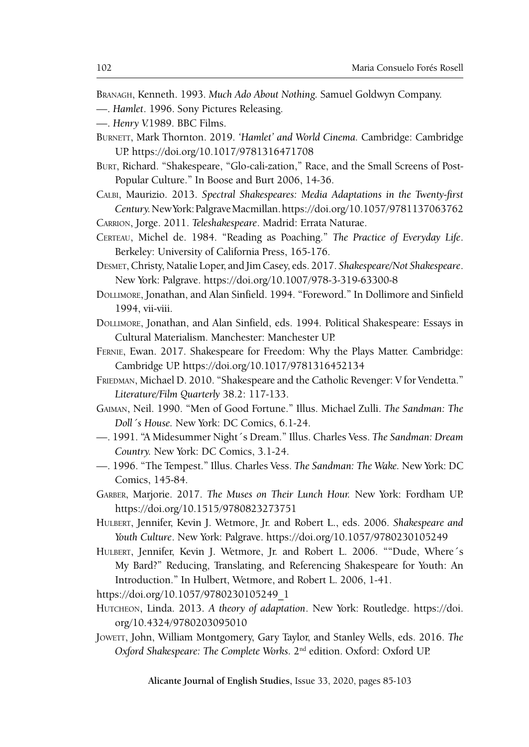Branagh, Kenneth. 1993. *Much Ado About Nothing*. Samuel Goldwyn Company.

—. *Hamlet*. 1996. Sony Pictures Releasing.

—. *Henry V.*1989. BBC Films.

Burnett, Mark Thornton. 2019. *'Hamlet' and World Cinema*. Cambridge: Cambridge UP. https://doi.org/10.1017/9781316471708

Burt, Richard. "Shakespeare, "Glo-cali-zation," Race, and the Small Screens of Post-Popular Culture." In Boose and Burt 2006, 14-36.

Calbi, Maurizio. 2013. *Spectral Shakespeares: Media Adaptations in the Twenty-first Century*. New York: Palgrave Macmillan. https://doi.org/10.1057/9781137063762

Carrion, Jorge. 2011. *Teleshakespeare*. Madrid: Errata Naturae.

Certeau, Michel de. 1984. "Reading as Poaching." *The Practice of Everyday Life*. Berkeley: University of California Press, 165-176.

Desmet, Christy, Natalie Loper, and Jim Casey, eds. 2017. *Shakespeare/Not Shakespeare*. New York: Palgrave. https://doi.org/10.1007/978-3-319-63300-8

Dollimore, Jonathan, and Alan Sinfield. 1994. "Foreword." In Dollimore and Sinfield 1994, vii-viii.

Dollimore, Jonathan, and Alan Sinfield, eds. 1994. Political Shakespeare: Essays in Cultural Materialism. Manchester: Manchester UP.

Fernie, Ewan. 2017. Shakespeare for Freedom: Why the Plays Matter. Cambridge: Cambridge UP. https://doi.org/10.1017/9781316452134

Friedman, Michael D. 2010. "Shakespeare and the Catholic Revenger: V for Vendetta." *Literature/Film Quarterly* 38.2: 117-133.

Gaiman, Neil. 1990. "Men of Good Fortune." Illus. Michael Zulli. *The Sandman: The Doll´s House*. New York: DC Comics, 6.1-24.

—. 1991. "A Midesummer Night´s Dream." Illus. Charles Vess. *The Sandman: Dream Country*. New York: DC Comics, 3.1-24.

—. 1996. "The Tempest." Illus. Charles Vess. *The Sandman: The Wake*. New York: DC Comics, 145-84.

Garber, Marjorie. 2017. *The Muses on Their Lunch Hour*. New York: Fordham UP. https://doi.org/10.1515/9780823273751

Hulbert, Jennifer, Kevin J. Wetmore, Jr. and Robert L., eds. 2006. *Shakespeare and Youth Culture*. New York: Palgrave. https://doi.org/10.1057/9780230105249

Hulbert, Jennifer, Kevin J. Wetmore, Jr. and Robert L. 2006. ""Dude, Where´s My Bard?" Reducing, Translating, and Referencing Shakespeare for Youth: An Introduction." In Hulbert, Wetmore, and Robert L. 2006, 1-41.

https://doi.org/10.1057/9780230105249_1

Hutcheon, Linda. 2013. *A theory of adaptation*. New York: Routledge. https://doi.org/10.4324/9780203095010

Jowett, John, William Montgomery, Gary Taylor, and Stanley Wells, eds. 2016. *The Oxford Shakespeare: The Complete Works*. 2nd edition. Oxford: Oxford UP.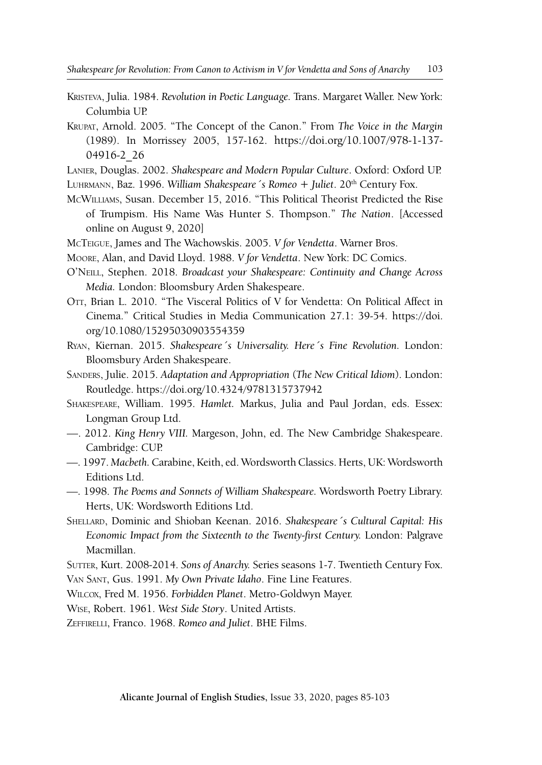Kristeva, Julia. 1984. *Revolution in Poetic Language.* Trans. Margaret Waller. New York: Columbia UP.

Krupat, Arnold. 2005. "The Concept of the Canon." From *The Voice in the Margin* (1989). In Morrissey 2005, 157-162. https://doi.org/10.1007/978-1-137-04916-2_26

Lanier, Douglas. 2002. *Shakespeare and Modern Popular Culture*. Oxford: Oxford UP.

Luhrmann, Baz. 1996. *William Shakespeare´s Romeo + Juliet*. 20th Century Fox.

McWilliams, Susan. December 15, 2016. "This Political Theorist Predicted the Rise of Trumpism. His Name Was Hunter S. Thompson." *The Nation*. [Accessed online on August 9, 2020]

McTeigue, James and The Wachowskis. 2005. *V for Vendetta*. Warner Bros.

Moore, Alan, and David Lloyd. 1988. *V for Vendetta*. New York: DC Comics.

O'Neill, Stephen. 2018. *Broadcast your Shakespeare: Continuity and Change Across Media.* London: Bloomsbury Arden Shakespeare.

Ott, Brian L. 2010. "The Visceral Politics of V for Vendetta: On Political Affect in Cinema." Critical Studies in Media Communication 27.1: 39-54. https://doi.org/10.1080/15295030903554359

Ryan, Kiernan. 2015. *Shakespeare´s Universality. Here´s Fine Revolution.* London: Bloomsbury Arden Shakespeare.

Sanders, Julie. 2015. *Adaptation and Appropriation* (*The New Critical Idiom*). London: Routledge. https://doi.org/10.4324/9781315737942

Shakespeare, William. 1995. *Hamlet.* Markus, Julia and Paul Jordan, eds. Essex: Longman Group Ltd.

—. 2012. *King Henry VIII.* Margeson, John, ed. The New Cambridge Shakespeare. Cambridge: CUP.

—. 1997. *Macbeth.* Carabine, Keith, ed. Wordsworth Classics. Herts, UK: Wordsworth Editions Ltd.

—. 1998. *The Poems and Sonnets of William Shakespeare.* Wordsworth Poetry Library. Herts, UK: Wordsworth Editions Ltd.

Shellard, Dominic and Shioban Keenan. 2016. *Shakespeare´s Cultural Capital: His Economic Impact from the Sixteenth to the Twenty-first Century.* London: Palgrave Macmillan.

Sutter, Kurt. 2008-2014. *Sons of Anarchy.* Series seasons 1-7. Twentieth Century Fox.

Van Sant, Gus. 1991. *My Own Private Idaho*. Fine Line Features.

Wilcox, Fred M. 1956. *Forbidden Planet*. Metro-Goldwyn Mayer.

Wise, Robert. 1961. *West Side Story*. United Artists.

Zeffirelli, Franco. 1968. *Romeo and Juliet*. BHE Films.